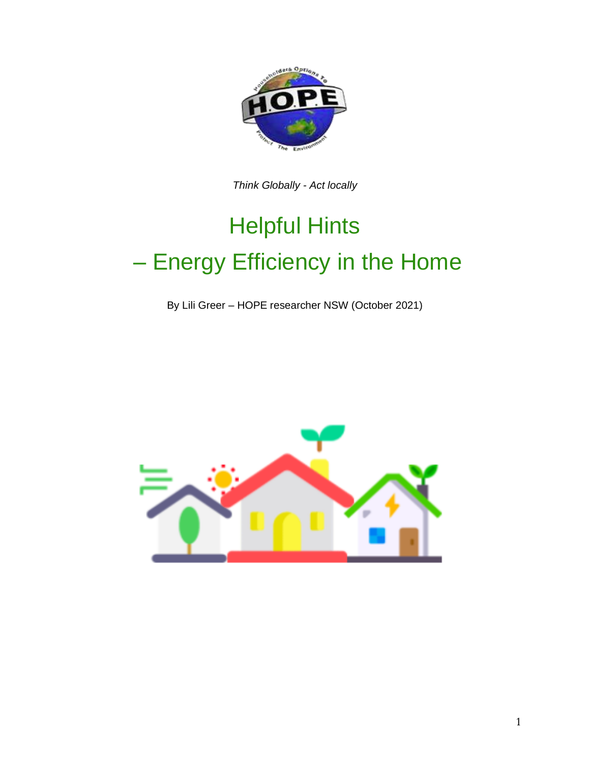*Think Globally - Act locally*

# Helpful Hints
# – Energy Efficiency in the Home

By Lili Greer – HOPE researcher NSW (October 2021)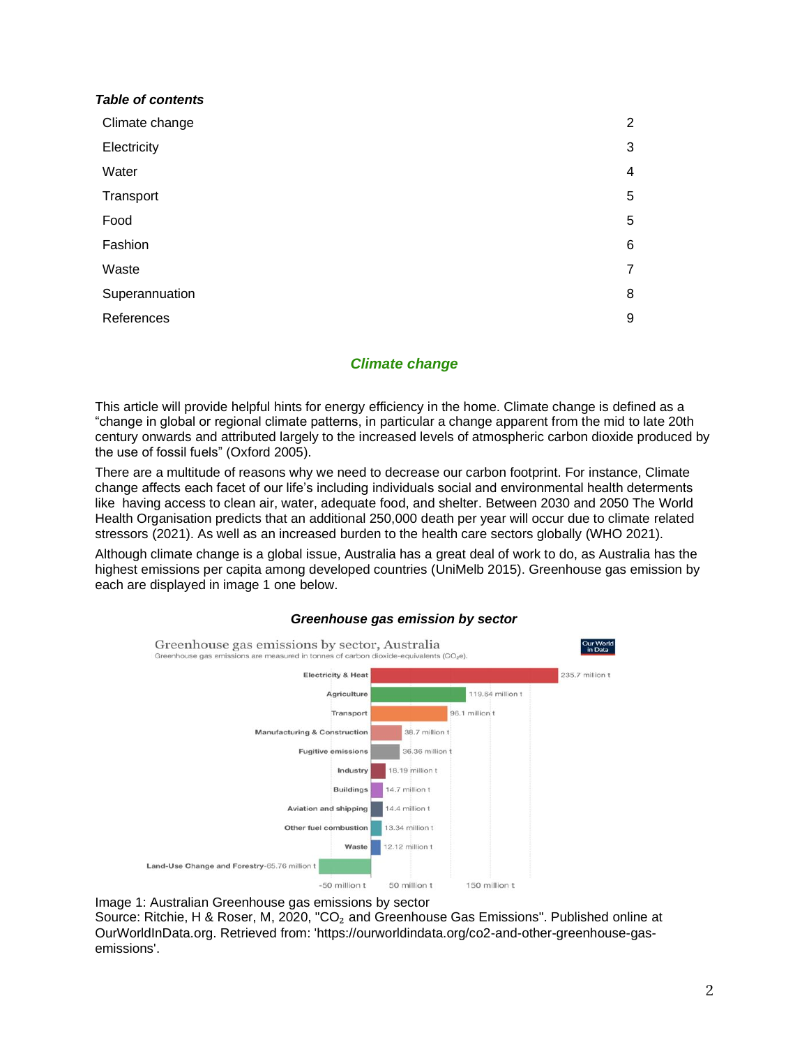***Table of contents***

| | |
|---|---|
| Climate change | 2 |
| Electricity | 3 |
| Water | 4 |
| Transport | 5 |
| Food | 5 |
| Fashion | 6 |
| Waste | 7 |
| Superannuation | 8 |
| References | 9 |

## *Climate change*

This article will provide helpful hints for energy efficiency in the home. Climate change is defined as a “change in global or regional climate patterns, in particular a change apparent from the mid to late 20th century onwards and attributed largely to the increased levels of atmospheric carbon dioxide produced by the use of fossil fuels” (Oxford 2005).

There are a multitude of reasons why we need to decrease our carbon footprint. For instance, Climate change affects each facet of our life’s including individuals social and environmental health determents like having access to clean air, water, adequate food, and shelter. Between 2030 and 2050 The World Health Organisation predicts that an additional 250,000 death per year will occur due to climate related stressors (2021). As well as an increased burden to the health care sectors globally (WHO 2021).

Although climate change is a global issue, Australia has a great deal of work to do, as Australia has the highest emissions per capita among developed countries (UniMelb 2015). Greenhouse gas emission by each are displayed in image 1 one below.

***Greenhouse gas emission by sector***

Greenhouse gas emissions by sector, Australia
Greenhouse gas emissions are measured in tonnes of carbon dioxide-equivalents ($CO_2e$).

| Sector | Emissions |
|---|---|
| Electricity & Heat | 235.7 million t |
| Agriculture | 119.64 million t |
| Transport | 96.1 million t |
| Manufacturing & Construction | 38.7 million t |
| Fugitive emissions | 36.36 million t |
| Industry | 18.19 million t |
| Buildings | 14.7 million t |
| Aviation and shipping | 14.4 million t |
| Other fuel combustion | 13.34 million t |
| Waste | 12.12 million t |
| Land-Use Change and Forestry | -65.76 million t |

Image 1: Australian Greenhouse gas emissions by sector
Source: Ritchie, H & Roser, M, 2020, "$CO_2$ and Greenhouse Gas Emissions". Published online at OurWorldInData.org. Retrieved from: 'https://ourworldindata.org/co2-and-other-greenhouse-gas-emissions'.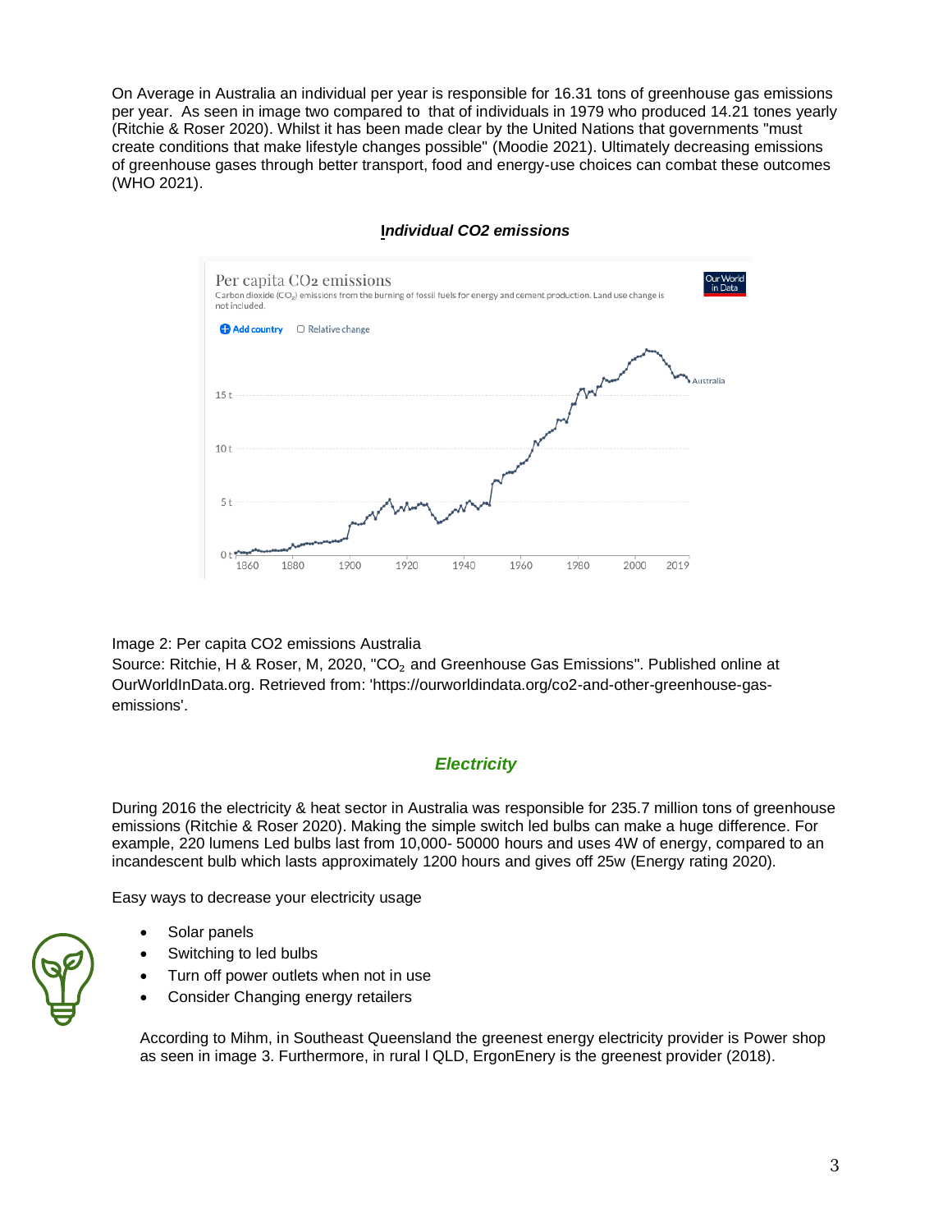On Average in Australia an individual per year is responsible for 16.31 tons of greenhouse gas emissions per year. As seen in image two compared to that of individuals in 1979 who produced 14.21 tones yearly (Ritchie & Roser 2020). Whilst it has been made clear by the United Nations that governments "must create conditions that make lifestyle changes possible" (Moodie 2021). Ultimately decreasing emissions of greenhouse gases through better transport, food and energy-use choices can combat these outcomes (WHO 2021).

***Individual CO2 emissions***

Image 2: Per capita CO2 emissions Australia
Source: Ritchie, H & Roser, M, 2020, "$CO_2$ and Greenhouse Gas Emissions". Published online at OurWorldInData.org. Retrieved from: 'https://ourworldindata.org/co2-and-other-greenhouse-gas-emissions'.

## *Electricity*

During 2016 the electricity & heat sector in Australia was responsible for 235.7 million tons of greenhouse emissions (Ritchie & Roser 2020). Making the simple switch led bulbs can make a huge difference. For example, 220 lumens Led bulbs last from 10,000- 50000 hours and uses 4W of energy, compared to an incandescent bulb which lasts approximately 1200 hours and gives off 25w (Energy rating 2020).

Easy ways to decrease your electricity usage

- Solar panels
- Switching to led bulbs
- Turn off power outlets when not in use
- Consider Changing energy retailers

According to Mihm, in Southeast Queensland the greenest energy electricity provider is Power shop as seen in image 3. Furthermore, in rural l QLD, ErgonEnery is the greenest provider (2018).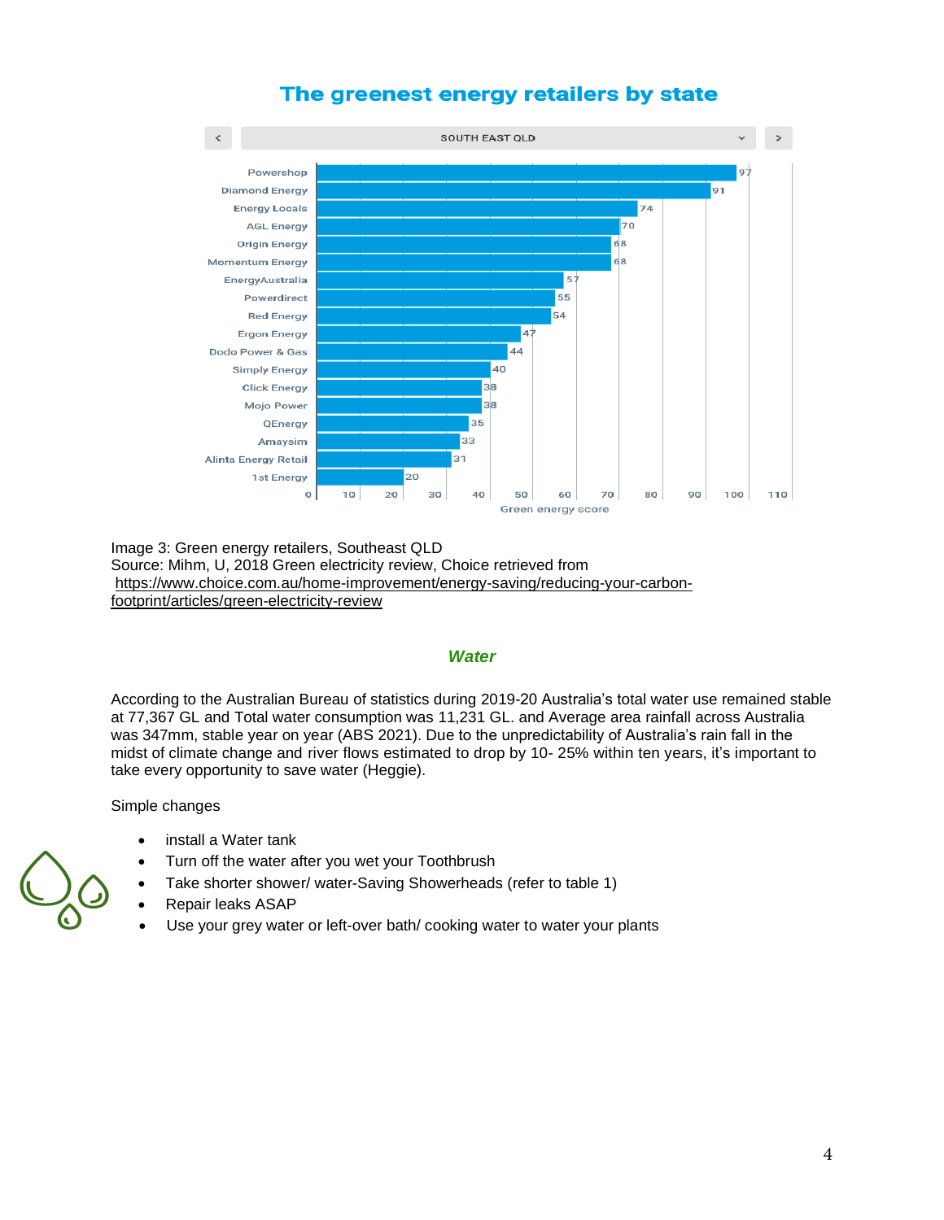## The greenest energy retailers by state

SOUTH EAST QLD

| Retailer | Green energy score |
| --- | --- |
| Powershop | 97 |
| Diamond Energy | 91 |
| Energy Locals | 74 |
| AGL Energy | 70 |
| Origin Energy | 68 |
| Momentum Energy | 68 |
| EnergyAustralia | 57 |
| Powerdirect | 55 |
| Red Energy | 54 |
| Ergon Energy | 47 |
| Dodo Power & Gas | 44 |
| Simply Energy | 40 |
| Click Energy | 38 |
| Mojo Power | 38 |
| QEnergy | 35 |
| Amaysim | 33 |
| Alinta Energy Retail | 31 |
| 1st Energy | 20 |

Image 3: Green energy retailers, Southeast QLD
Source: Mihm, U, 2018 Green electricity review, Choice retrieved from https://www.choice.com.au/home-improvement/energy-saving/reducing-your-carbon-footprint/articles/green-electricity-review

### *Water*

According to the Australian Bureau of statistics during 2019-20 Australia's total water use remained stable at 77,367 GL and Total water consumption was 11,231 GL. and Average area rainfall across Australia was 347mm, stable year on year (ABS 2021). Due to the unpredictability of Australia's rain fall in the midst of climate change and river flows estimated to drop by 10- 25% within ten years, it's important to take every opportunity to save water (Heggie).

Simple changes

- install a Water tank
- Turn off the water after you wet your Toothbrush
- Take shorter shower/ water-Saving Showerheads (refer to table 1)
- Repair leaks ASAP
- Use your grey water or left-over bath/ cooking water to water your plants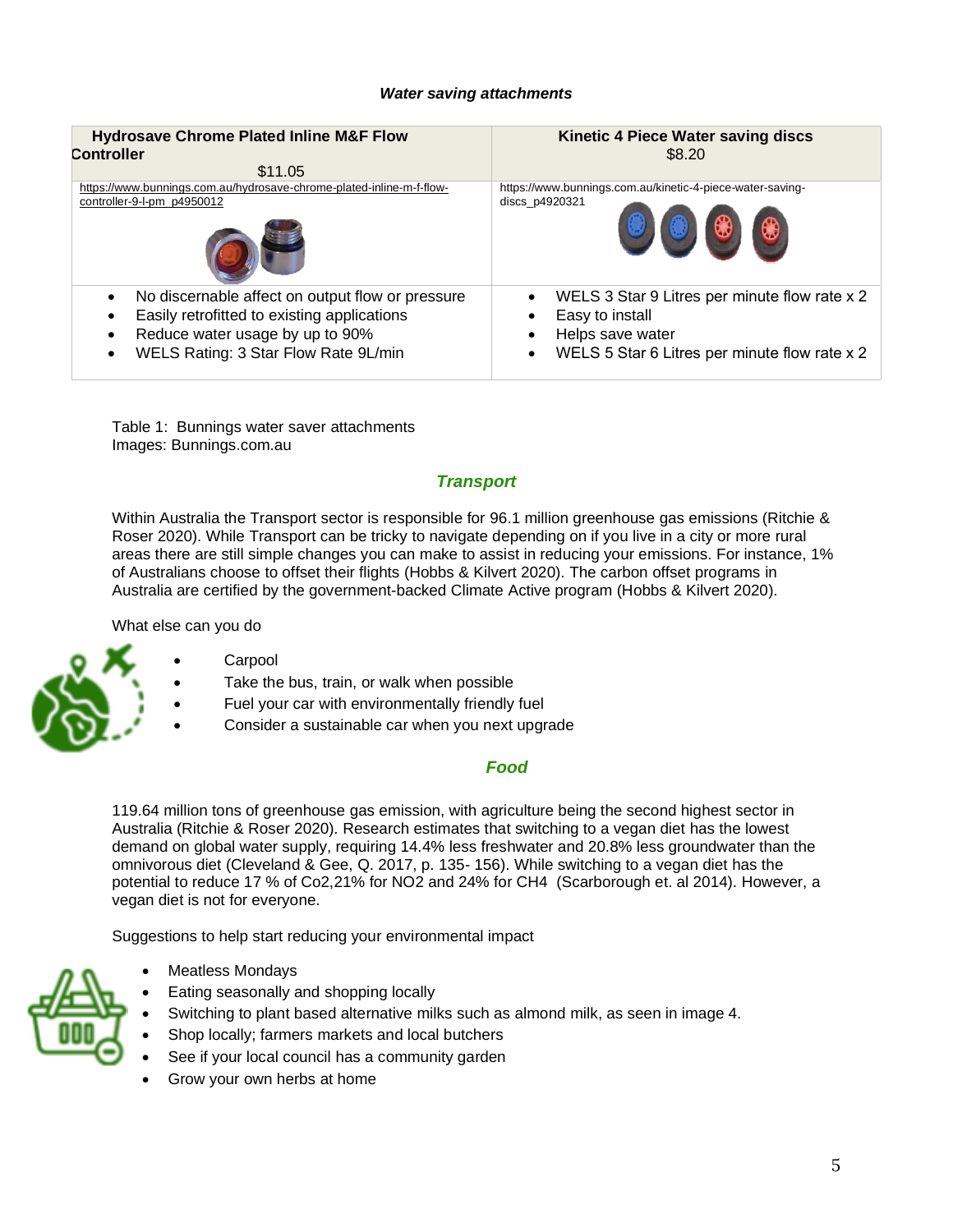***Water saving attachments***

| **Hydrosave Chrome Plated Inline M&F Flow Controller**<br>$11.05 | **Kinetic 4 Piece Water saving discs**<br>$8.20 |
|---|---|
| https://www.bunnings.com.au/hydrosave-chrome-plated-inline-m-f-flow-controller-9-l-pm_p4950012 | https://www.bunnings.com.au/kinetic-4-piece-water-saving-discs_p4920321 |
| • No discernable affect on output flow or pressure<br>• Easily retrofitted to existing applications<br>• Reduce water usage by up to 90%<br>• WELS Rating: 3 Star Flow Rate 9L/min | • WELS 3 Star 9 Litres per minute flow rate x 2<br>• Easy to install<br>• Helps save water<br>• WELS 5 Star 6 Litres per minute flow rate x 2 |

Table 1: Bunnings water saver attachments
Images: Bunnings.com.au

## *Transport*

Within Australia the Transport sector is responsible for 96.1 million greenhouse gas emissions (Ritchie & Roser 2020). While Transport can be tricky to navigate depending on if you live in a city or more rural areas there are still simple changes you can make to assist in reducing your emissions. For instance, 1% of Australians choose to offset their flights (Hobbs & Kilvert 2020). The carbon offset programs in Australia are certified by the government-backed Climate Active program (Hobbs & Kilvert 2020).

What else can you do

- Carpool
- Take the bus, train, or walk when possible
- Fuel your car with environmentally friendly fuel
- Consider a sustainable car when you next upgrade

## *Food*

119.64 million tons of greenhouse gas emission, with agriculture being the second highest sector in Australia (Ritchie & Roser 2020). Research estimates that switching to a vegan diet has the lowest demand on global water supply, requiring 14.4% less freshwater and 20.8% less groundwater than the omnivorous diet (Cleveland & Gee, Q. 2017, p. 135- 156). While switching to a vegan diet has the potential to reduce 17 % of Co2,21% for NO2 and 24% for CH4 (Scarborough et. al 2014). However, a vegan diet is not for everyone.

Suggestions to help start reducing your environmental impact

- Meatless Mondays
- Eating seasonally and shopping locally
- Switching to plant based alternative milks such as almond milk, as seen in image 4.
- Shop locally; farmers markets and local butchers
- See if your local council has a community garden
- Grow your own herbs at home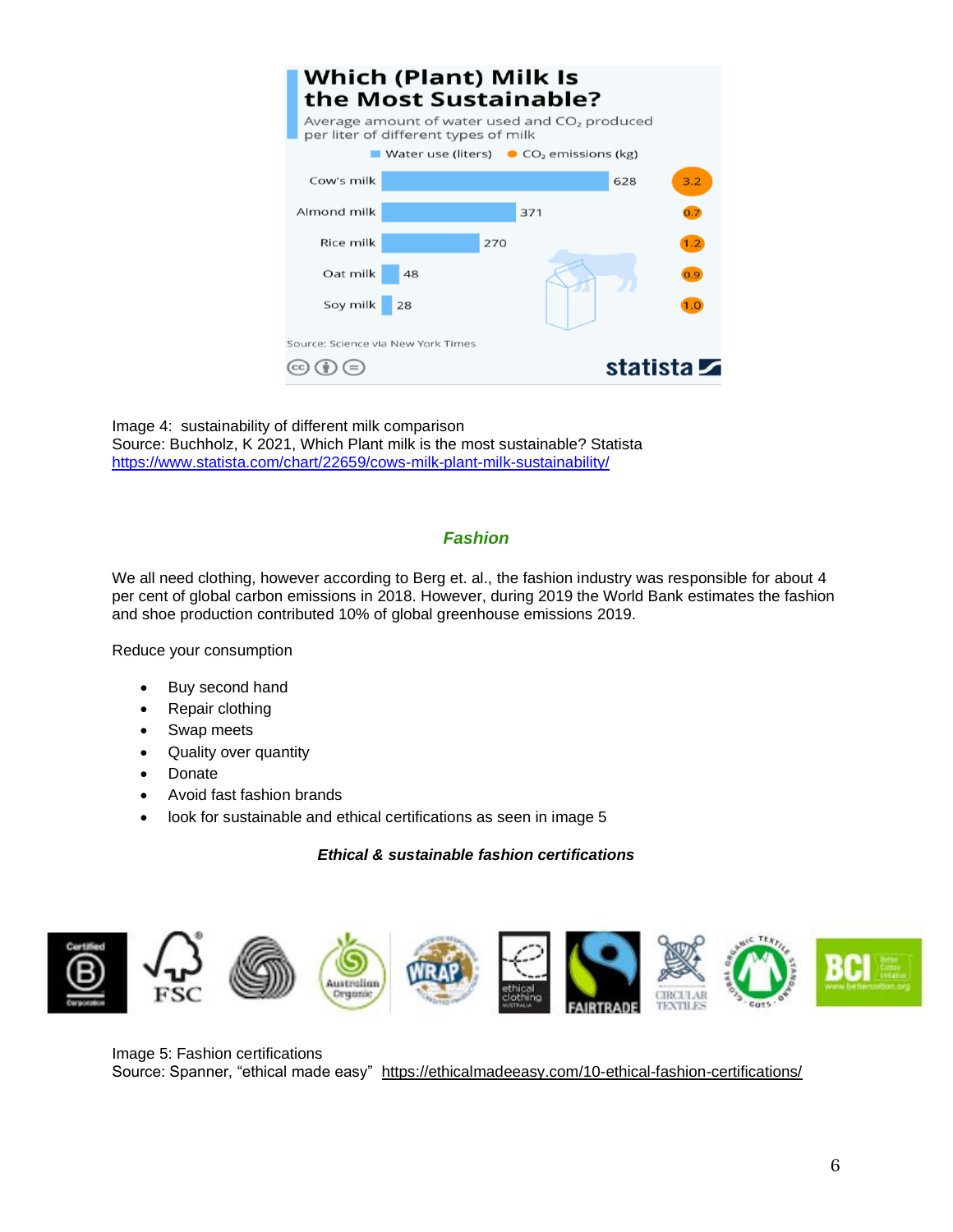Image 4: sustainability of different milk comparison
Source: Buchholz, K 2021, Which Plant milk is the most sustainable? Statista
https://www.statista.com/chart/22659/cows-milk-plant-milk-sustainability/

## *Fashion*

We all need clothing, however according to Berg et. al., the fashion industry was responsible for about 4 per cent of global carbon emissions in 2018. However, during 2019 the World Bank estimates the fashion and shoe production contributed 10% of global greenhouse emissions 2019.

Reduce your consumption

- Buy second hand
- Repair clothing
- Swap meets
- Quality over quantity
- Donate
- Avoid fast fashion brands
- look for sustainable and ethical certifications as seen in image 5

***Ethical & sustainable fashion certifications***

Image 5: Fashion certifications
Source: Spanner, "ethical made easy" https://ethicalmadeeasy.com/10-ethical-fashion-certifications/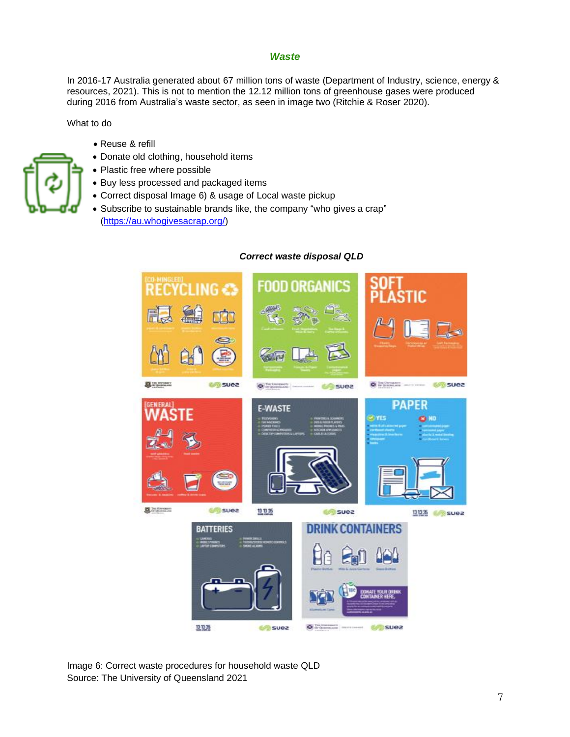## *Waste*

In 2016-17 Australia generated about 67 million tons of waste (Department of Industry, science, energy & resources, 2021). This is not to mention the 12.12 million tons of greenhouse gases were produced during 2016 from Australia's waste sector, as seen in image two (Ritchie & Roser 2020).

What to do

- Reuse & refill
- Donate old clothing, household items
- Plastic free where possible
- Buy less processed and packaged items
- Correct disposal Image 6) & usage of Local waste pickup
- Subscribe to sustainable brands like, the company "who gives a crap" (https://au.whogivesacrap.org/)

***Correct waste disposal QLD***

Image 6: Correct waste procedures for household waste QLD
Source: The University of Queensland 2021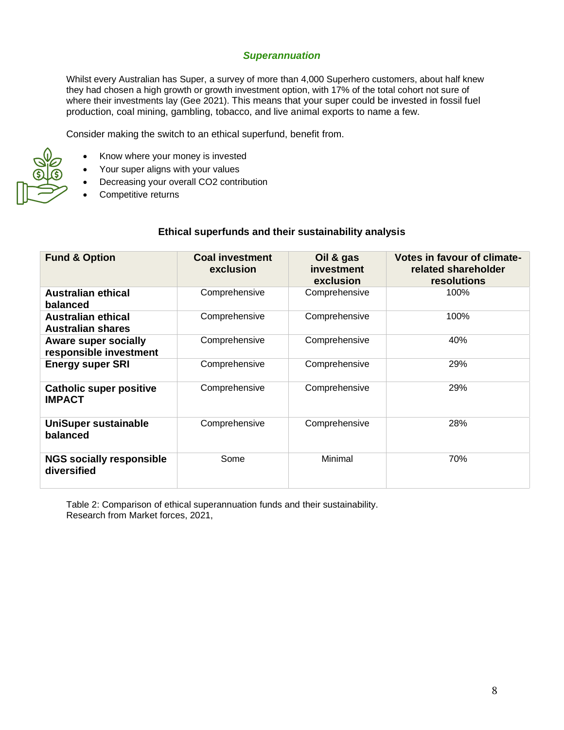## *Superannuation*

Whilst every Australian has Super, a survey of more than 4,000 Superhero customers, about half knew they had chosen a high growth or growth investment option, with 17% of the total cohort not sure of where their investments lay (Gee 2021). This means that your super could be invested in fossil fuel production, coal mining, gambling, tobacco, and live animal exports to name a few.

Consider making the switch to an ethical superfund, benefit from.

- Know where your money is invested
- Your super aligns with your values
- Decreasing your overall CO2 contribution
- Competitive returns

**Ethical superfunds and their sustainability analysis**

| Fund & Option | Coal investment exclusion | Oil & gas investment exclusion | Votes in favour of climate-related shareholder resolutions |
|---|---|---|---|
| **Australian ethical balanced** | Comprehensive | Comprehensive | 100% |
| **Australian ethical Australian shares** | Comprehensive | Comprehensive | 100% |
| **Aware super socially responsible investment** | Comprehensive | Comprehensive | 40% |
| **Energy super SRI** | Comprehensive | Comprehensive | 29% |
| **Catholic super positive IMPACT** | Comprehensive | Comprehensive | 29% |
| **UniSuper sustainable balanced** | Comprehensive | Comprehensive | 28% |
| **NGS socially responsible diversified** | Some | Minimal | 70% |

Table 2: Comparison of ethical superannuation funds and their sustainability.
Research from Market forces, 2021,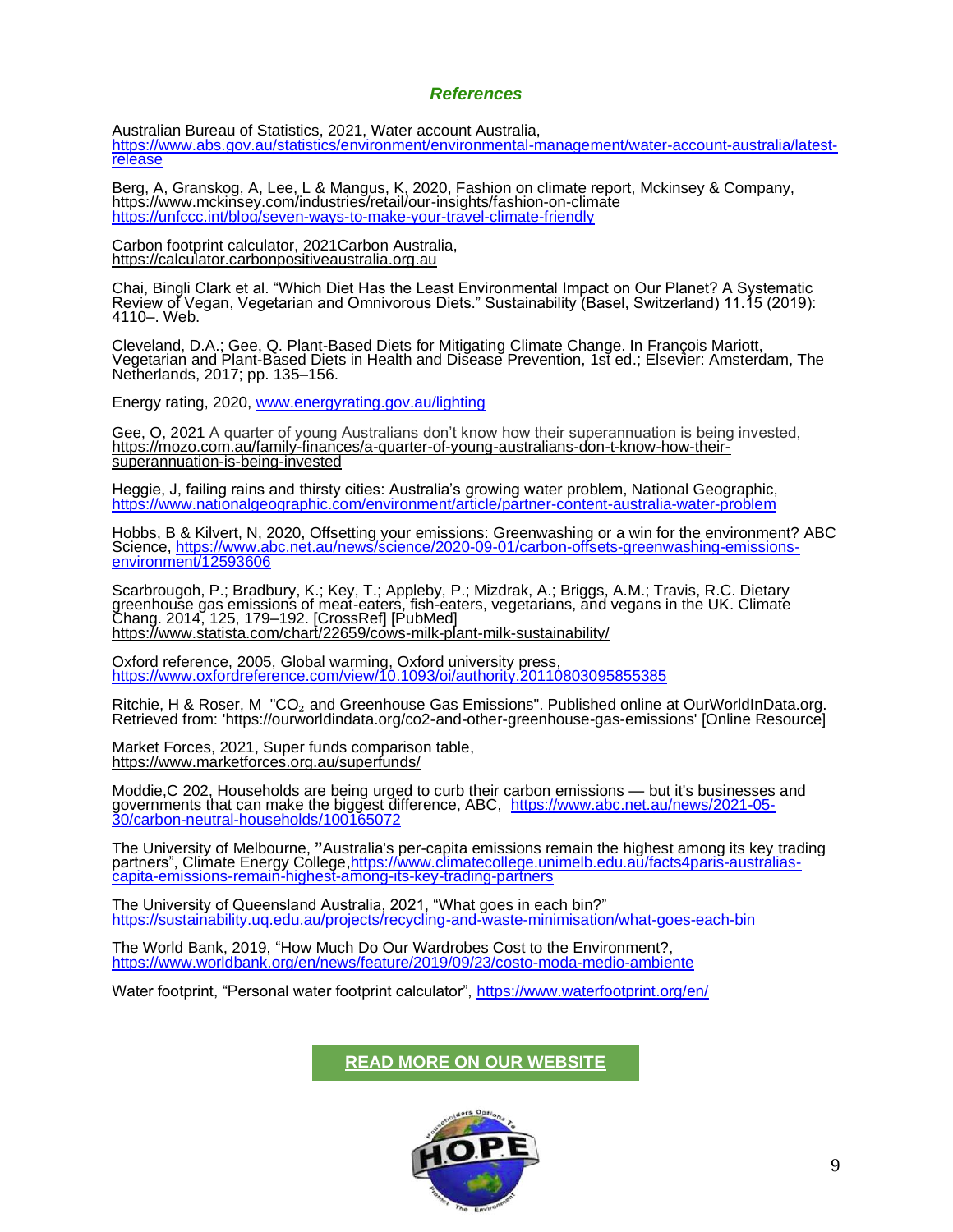## *References*

Australian Bureau of Statistics, 2021, Water account Australia, https://www.abs.gov.au/statistics/environment/environmental-management/water-account-australia/latest-release

Berg, A, Granskog, A, Lee, L & Mangus, K, 2020, Fashion on climate report, Mckinsey & Company, https://www.mckinsey.com/industries/retail/our-insights/fashion-on-climate https://unfccc.int/blog/seven-ways-to-make-your-travel-climate-friendly

Carbon footprint calculator, 2021Carbon Australia, https://calculator.carbonpositiveaustralia.org.au

Chai, Bingli Clark et al. "Which Diet Has the Least Environmental Impact on Our Planet? A Systematic Review of Vegan, Vegetarian and Omnivorous Diets." Sustainability (Basel, Switzerland) 11.15 (2019): 4110–. Web.

Cleveland, D.A.; Gee, Q. Plant-Based Diets for Mitigating Climate Change. In François Mariott, Vegetarian and Plant-Based Diets in Health and Disease Prevention, 1st ed.; Elsevier: Amsterdam, The Netherlands, 2017; pp. 135–156.

Energy rating, 2020, www.energyrating.gov.au/lighting

Gee, O, 2021 A quarter of young Australians don't know how their superannuation is being invested, https://mozo.com.au/family-finances/a-quarter-of-young-australians-don-t-know-how-their-superannuation-is-being-invested

Heggie, J, failing rains and thirsty cities: Australia's growing water problem, National Geographic, https://www.nationalgeographic.com/environment/article/partner-content-australia-water-problem

Hobbs, B & Kilvert, N, 2020, Offsetting your emissions: Greenwashing or a win for the environment? ABC Science, https://www.abc.net.au/news/science/2020-09-01/carbon-offsets-greenwashing-emissions-environment/12593606

Scarbrougoh, P.; Bradbury, K.; Key, T.; Appleby, P.; Mizdrak, A.; Briggs, A.M.; Travis, R.C. Dietary greenhouse gas emissions of meat-eaters, fish-eaters, vegetarians, and vegans in the UK. Climate Chang. 2014, 125, 179–192. [CrossRef] [PubMed] https://www.statista.com/chart/22659/cows-milk-plant-milk-sustainability/

Oxford reference, 2005, Global warming, Oxford university press, https://www.oxfordreference.com/view/10.1093/oi/authority.20110803095855385

Ritchie, H & Roser, M "$CO_2$ and Greenhouse Gas Emissions". Published online at OurWorldInData.org. Retrieved from: 'https://ourworldindata.org/co2-and-other-greenhouse-gas-emissions' [Online Resource]

Market Forces, 2021, Super funds comparison table, https://www.marketforces.org.au/superfunds/

Moddie,C 202, Households are being urged to curb their carbon emissions — but it's businesses and governments that can make the biggest difference, ABC, https://www.abc.net.au/news/2021-05-30/carbon-neutral-households/100165072

The University of Melbourne, "Australia's per-capita emissions remain the highest among its key trading partners", Climate Energy College,https://www.climatecollege.unimelb.edu.au/facts4paris-australias-capita-emissions-remain-highest-among-its-key-trading-partners

The University of Queensland Australia, 2021, "What goes in each bin?" https://sustainability.uq.edu.au/projects/recycling-and-waste-minimisation/what-goes-each-bin

The World Bank, 2019, "How Much Do Our Wardrobes Cost to the Environment?, https://www.worldbank.org/en/news/feature/2019/09/23/costo-moda-medio-ambiente

Water footprint, "Personal water footprint calculator", https://www.waterfootprint.org/en/

**READ MORE ON OUR WEBSITE**